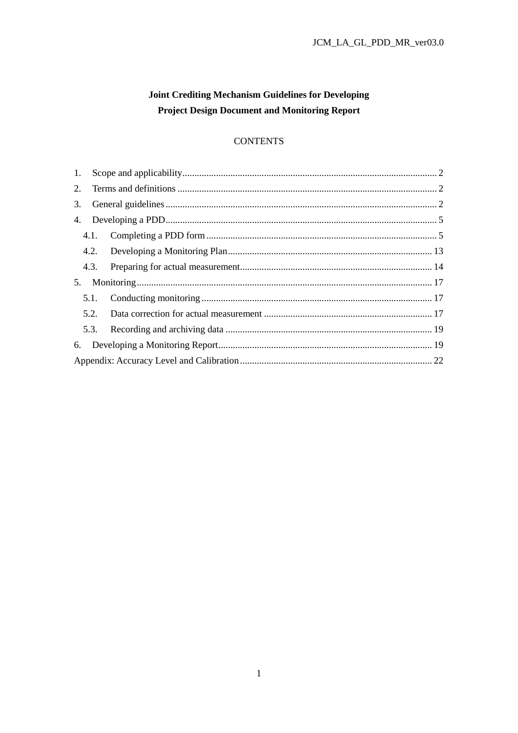# Joint Crediting Mechanism Guidelines for Developing Project Design Document and Monitoring Report

CONTENTS

1. Scope and applicability ........................................................................................................ 2
2. Terms and definitions ........................................................................................................... 2
3. General guidelines ................................................................................................................ 2
4. Developing a PDD ................................................................................................................ 5
   - 4.1. Completing a PDD form ................................................................................................ 5
   - 4.2. Developing a Monitoring Plan ..................................................................................... 13
   - 4.3. Preparing for actual measurement ............................................................................... 14
5. Monitoring ........................................................................................................................... 17
   - 5.1. Conducting monitoring ................................................................................................ 17
   - 5.2. Data correction for actual measurement ...................................................................... 17
   - 5.3. Recording and archiving data ...................................................................................... 19
6. Developing a Monitoring Report ........................................................................................ 19

Appendix: Accuracy Level and Calibration ............................................................................. 22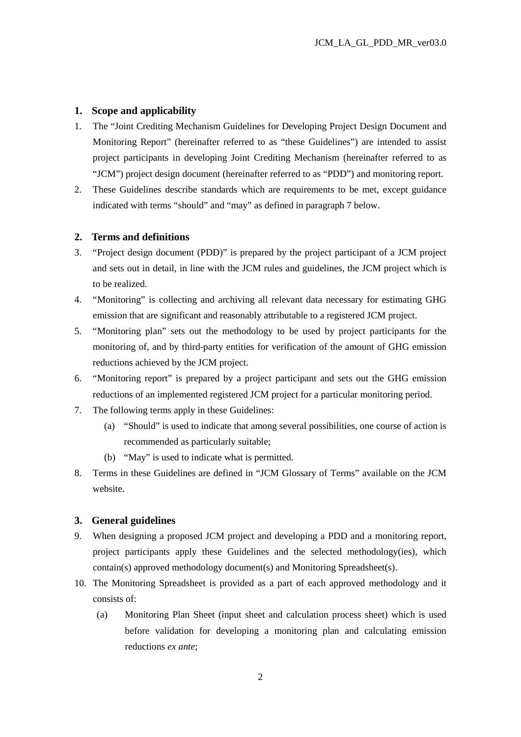## 1. Scope and applicability

1. The "Joint Crediting Mechanism Guidelines for Developing Project Design Document and Monitoring Report" (hereinafter referred to as "these Guidelines") are intended to assist project participants in developing Joint Crediting Mechanism (hereinafter referred to as "JCM") project design document (hereinafter referred to as "PDD") and monitoring report.
2. These Guidelines describe standards which are requirements to be met, except guidance indicated with terms "should" and "may" as defined in paragraph 7 below.

## 2. Terms and definitions

3. "Project design document (PDD)" is prepared by the project participant of a JCM project and sets out in detail, in line with the JCM rules and guidelines, the JCM project which is to be realized.
4. "Monitoring" is collecting and archiving all relevant data necessary for estimating GHG emission that are significant and reasonably attributable to a registered JCM project.
5. "Monitoring plan" sets out the methodology to be used by project participants for the monitoring of, and by third-party entities for verification of the amount of GHG emission reductions achieved by the JCM project.
6. "Monitoring report" is prepared by a project participant and sets out the GHG emission reductions of an implemented registered JCM project for a particular monitoring period.
7. The following terms apply in these Guidelines:
   (a) "Should" is used to indicate that among several possibilities, one course of action is recommended as particularly suitable;
   (b) "May" is used to indicate what is permitted.
8. Terms in these Guidelines are defined in "JCM Glossary of Terms" available on the JCM website.

## 3. General guidelines

9. When designing a proposed JCM project and developing a PDD and a monitoring report, project participants apply these Guidelines and the selected methodology(ies), which contain(s) approved methodology document(s) and Monitoring Spreadsheet(s).
10. The Monitoring Spreadsheet is provided as a part of each approved methodology and it consists of:
    (a) Monitoring Plan Sheet (input sheet and calculation process sheet) which is used before validation for developing a monitoring plan and calculating emission reductions *ex ante*;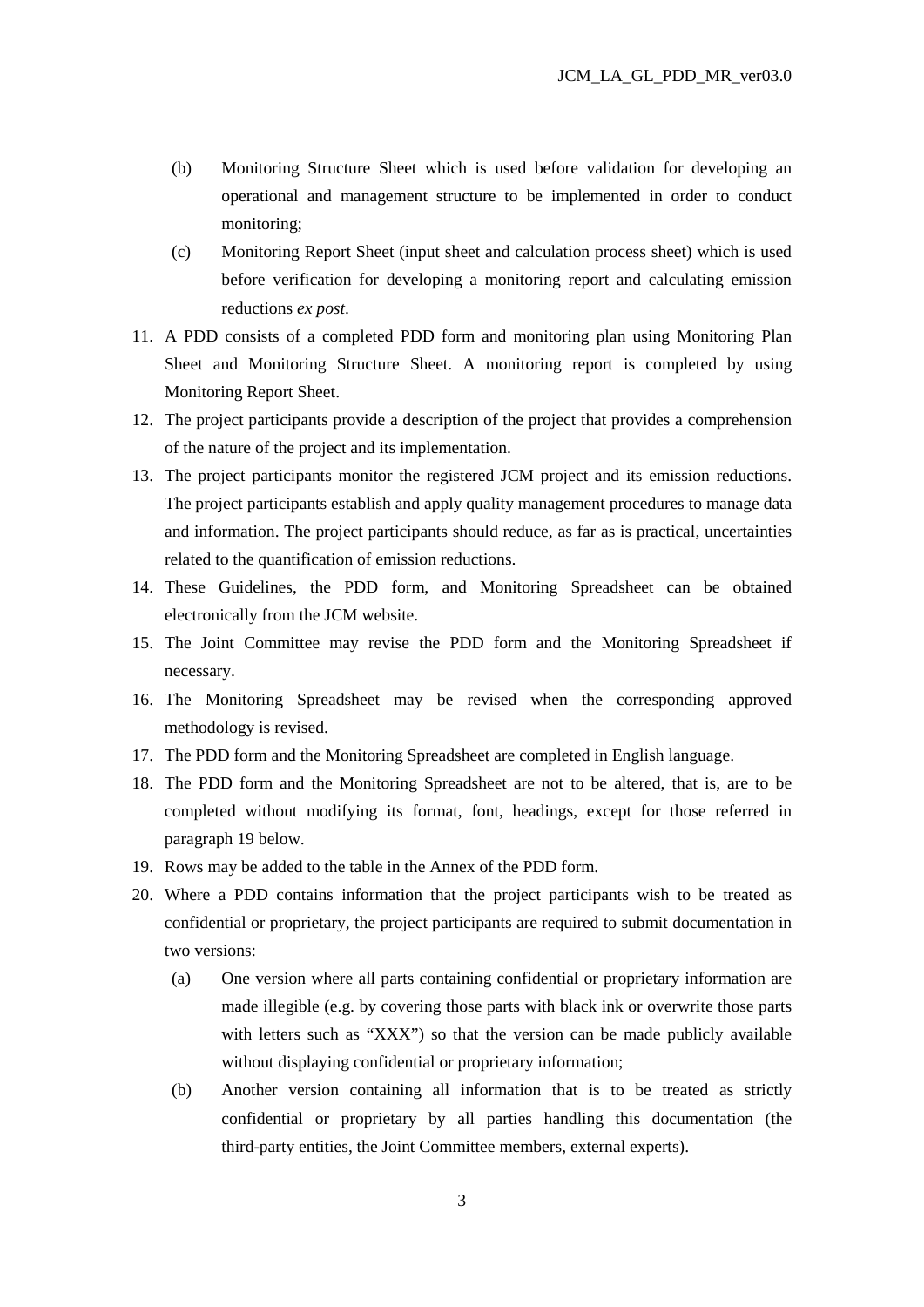(b) Monitoring Structure Sheet which is used before validation for developing an operational and management structure to be implemented in order to conduct monitoring;

(c) Monitoring Report Sheet (input sheet and calculation process sheet) which is used before verification for developing a monitoring report and calculating emission reductions *ex post*.

11. A PDD consists of a completed PDD form and monitoring plan using Monitoring Plan Sheet and Monitoring Structure Sheet. A monitoring report is completed by using Monitoring Report Sheet.

12. The project participants provide a description of the project that provides a comprehension of the nature of the project and its implementation.

13. The project participants monitor the registered JCM project and its emission reductions. The project participants establish and apply quality management procedures to manage data and information. The project participants should reduce, as far as is practical, uncertainties related to the quantification of emission reductions.

14. These Guidelines, the PDD form, and Monitoring Spreadsheet can be obtained electronically from the JCM website.

15. The Joint Committee may revise the PDD form and the Monitoring Spreadsheet if necessary.

16. The Monitoring Spreadsheet may be revised when the corresponding approved methodology is revised.

17. The PDD form and the Monitoring Spreadsheet are completed in English language.

18. The PDD form and the Monitoring Spreadsheet are not to be altered, that is, are to be completed without modifying its format, font, headings, except for those referred in paragraph 19 below.

19. Rows may be added to the table in the Annex of the PDD form.

20. Where a PDD contains information that the project participants wish to be treated as confidential or proprietary, the project participants are required to submit documentation in two versions:

    (a) One version where all parts containing confidential or proprietary information are made illegible (e.g. by covering those parts with black ink or overwrite those parts with letters such as "XXX") so that the version can be made publicly available without displaying confidential or proprietary information;

    (b) Another version containing all information that is to be treated as strictly confidential or proprietary by all parties handling this documentation (the third-party entities, the Joint Committee members, external experts).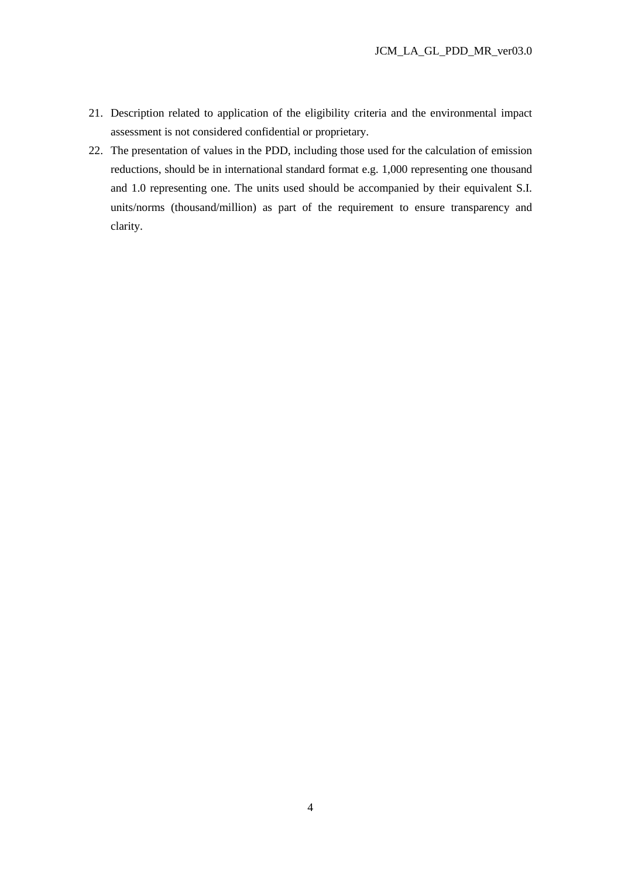21. Description related to application of the eligibility criteria and the environmental impact assessment is not considered confidential or proprietary.
22. The presentation of values in the PDD, including those used for the calculation of emission reductions, should be in international standard format e.g. 1,000 representing one thousand and 1.0 representing one. The units used should be accompanied by their equivalent S.I. units/norms (thousand/million) as part of the requirement to ensure transparency and clarity.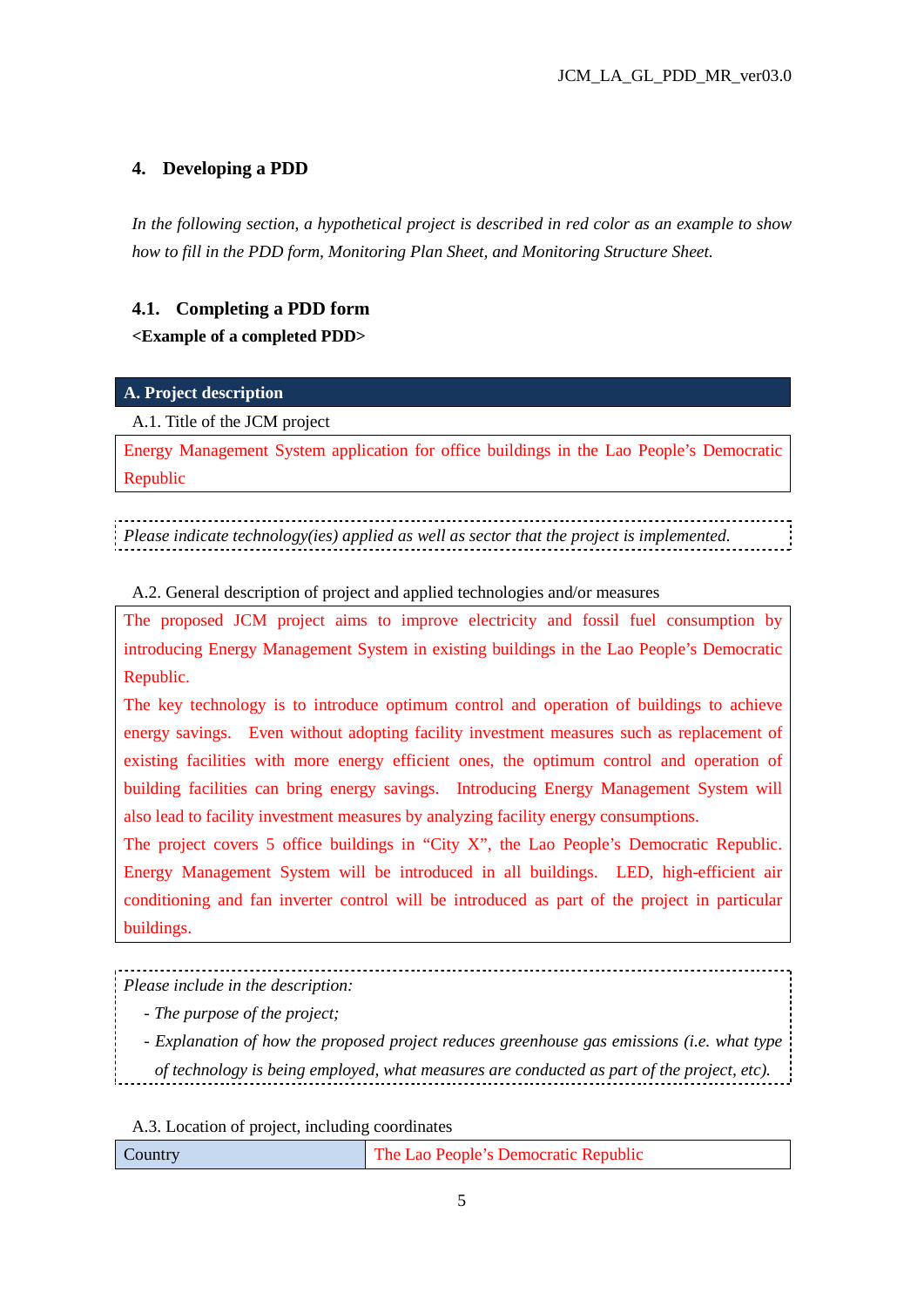## 4. Developing a PDD

*In the following section, a hypothetical project is described in red color as an example to show how to fill in the PDD form, Monitoring Plan Sheet, and Monitoring Structure Sheet.*

### 4.1. Completing a PDD form

**<Example of a completed PDD>**

| A. Project description |
|---|

A.1. Title of the JCM project

| Energy Management System application for office buildings in the Lao People's Democratic Republic |
|---|

*Please indicate technology(ies) applied as well as sector that the project is implemented.*

A.2. General description of project and applied technologies and/or measures

| The proposed JCM project aims to improve electricity and fossil fuel consumption by introducing Energy Management System in existing buildings in the Lao People's Democratic Republic.<br>The key technology is to introduce optimum control and operation of buildings to achieve energy savings. Even without adopting facility investment measures such as replacement of existing facilities with more energy efficient ones, the optimum control and operation of building facilities can bring energy savings. Introducing Energy Management System will also lead to facility investment measures by analyzing facility energy consumptions.<br>The project covers 5 office buildings in "City X", the Lao People's Democratic Republic. Energy Management System will be introduced in all buildings. LED, high-efficient air conditioning and fan inverter control will be introduced as part of the project in particular buildings. |
|---|

*Please include in the description:*

- *The purpose of the project;*
- *Explanation of how the proposed project reduces greenhouse gas emissions (i.e. what type of technology is being employed, what measures are conducted as part of the project, etc).*

A.3. Location of project, including coordinates

| Country | The Lao People's Democratic Republic |
|---|---|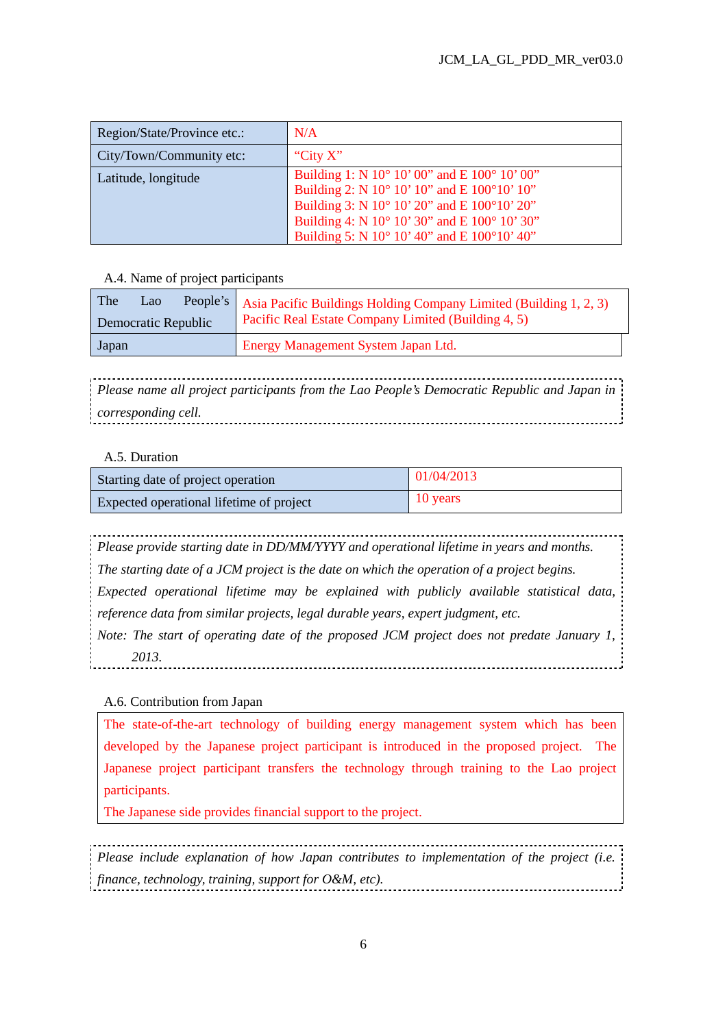| Region/State/Province etc.: | N/A |
|---|---|
| City/Town/Community etc: | “City X” |
| Latitude, longitude | Building 1: N 10° 10’ 00” and E 100° 10’ 00”<br>Building 2: N 10° 10’ 10” and E 100°10’ 10”<br>Building 3: N 10° 10’ 20” and E 100°10’ 20”<br>Building 4: N 10° 10’ 30” and E 100° 10’ 30”<br>Building 5: N 10° 10’ 40” and E 100°10’ 40” |

A.4. Name of project participants

| The Lao People’s Democratic Republic | Asia Pacific Buildings Holding Company Limited (Building 1, 2, 3)<br>Pacific Real Estate Company Limited (Building 4, 5) |
|---|---|
| Japan | Energy Management System Japan Ltd. |

*Please name all project participants from the Lao People’s Democratic Republic and Japan in corresponding cell.*

A.5. Duration

| Starting date of project operation | 01/04/2013 |
|---|---|
| Expected operational lifetime of project | 10 years |

*Please provide starting date in DD/MM/YYYY and operational lifetime in years and months.*
*The starting date of a JCM project is the date on which the operation of a project begins.*
*Expected operational lifetime may be explained with publicly available statistical data, reference data from similar projects, legal durable years, expert judgment, etc.*
*Note: The start of operating date of the proposed JCM project does not predate January 1, 2013.*

A.6. Contribution from Japan

| The state-of-the-art technology of building energy management system which has been developed by the Japanese project participant is introduced in the proposed project. The Japanese project participant transfers the technology through training to the Lao project participants.<br>The Japanese side provides financial support to the project. |
|---|

*Please include explanation of how Japan contributes to implementation of the project (i.e. finance, technology, training, support for O&M, etc).*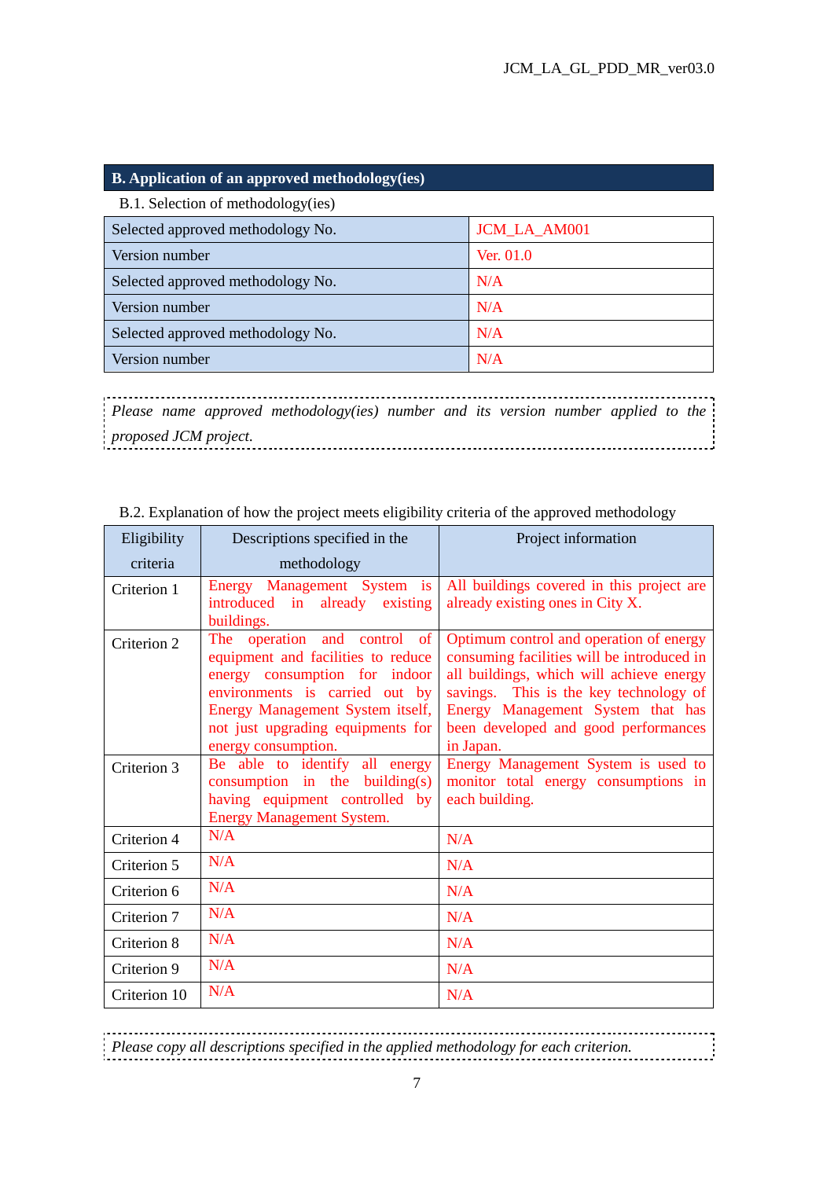## B. Application of an approved methodology(ies)

B.1. Selection of methodology(ies)

| Selected approved methodology No. | JCM_LA_AM001 |
|---|---|
| Version number | Ver. 01.0 |
| Selected approved methodology No. | N/A |
| Version number | N/A |
| Selected approved methodology No. | N/A |
| Version number | N/A |

*Please name approved methodology(ies) number and its version number applied to the proposed JCM project.*

B.2. Explanation of how the project meets eligibility criteria of the approved methodology

| Eligibility criteria | Descriptions specified in the methodology | Project information |
|---|---|---|
| Criterion 1 | Energy Management System is introduced in already existing buildings. | All buildings covered in this project are already existing ones in City X. |
| Criterion 2 | The operation and control of equipment and facilities to reduce energy consumption for indoor environments is carried out by Energy Management System itself, not just upgrading equipments for energy consumption. | Optimum control and operation of energy consuming facilities will be introduced in all buildings, which will achieve energy savings. This is the key technology of Energy Management System that has been developed and good performances in Japan. |
| Criterion 3 | Be able to identify all energy consumption in the building(s) having equipment controlled by Energy Management System. | Energy Management System is used to monitor total energy consumptions in each building. |
| Criterion 4 | N/A | N/A |
| Criterion 5 | N/A | N/A |
| Criterion 6 | N/A | N/A |
| Criterion 7 | N/A | N/A |
| Criterion 8 | N/A | N/A |
| Criterion 9 | N/A | N/A |
| Criterion 10 | N/A | N/A |

*Please copy all descriptions specified in the applied methodology for each criterion.*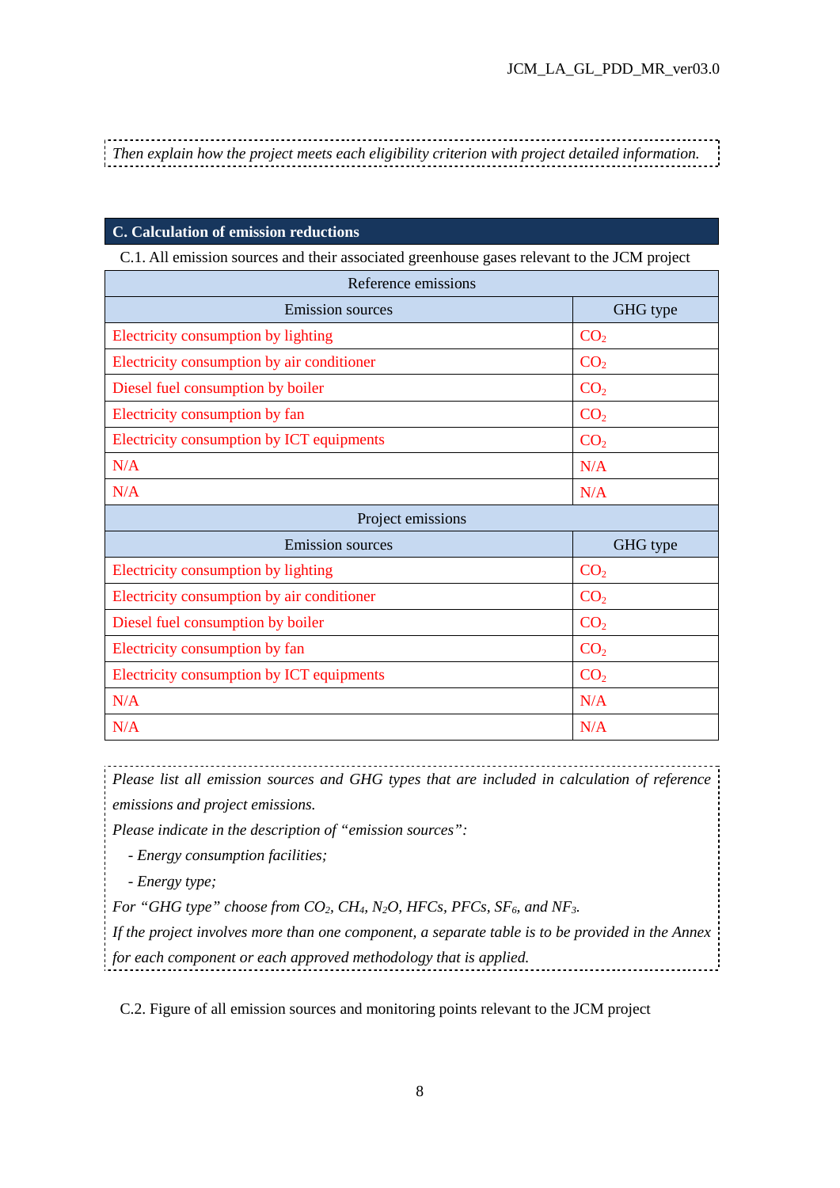*Then explain how the project meets each eligibility criterion with project detailed information.*

## C. Calculation of emission reductions

C.1. All emission sources and their associated greenhouse gases relevant to the JCM project

| Reference emissions | |
|---|---|
| **Emission sources** | **GHG type** |
| Electricity consumption by lighting | $CO_2$ |
| Electricity consumption by air conditioner | $CO_2$ |
| Diesel fuel consumption by boiler | $CO_2$ |
| Electricity consumption by fan | $CO_2$ |
| Electricity consumption by ICT equipments | $CO_2$ |
| N/A | N/A |
| N/A | N/A |
| **Project emissions** | |
| **Emission sources** | **GHG type** |
| Electricity consumption by lighting | $CO_2$ |
| Electricity consumption by air conditioner | $CO_2$ |
| Diesel fuel consumption by boiler | $CO_2$ |
| Electricity consumption by fan | $CO_2$ |
| Electricity consumption by ICT equipments | $CO_2$ |
| N/A | N/A |
| N/A | N/A |

*Please list all emission sources and GHG types that are included in calculation of reference emissions and project emissions.*

*Please indicate in the description of "emission sources":*

- *Energy consumption facilities;*
- *Energy type;*

*For "GHG type" choose from $CO_2$, $CH_4$, $N_2O$, HFCs, PFCs, $SF_6$, and $NF_3$.*

*If the project involves more than one component, a separate table is to be provided in the Annex for each component or each approved methodology that is applied.*

C.2. Figure of all emission sources and monitoring points relevant to the JCM project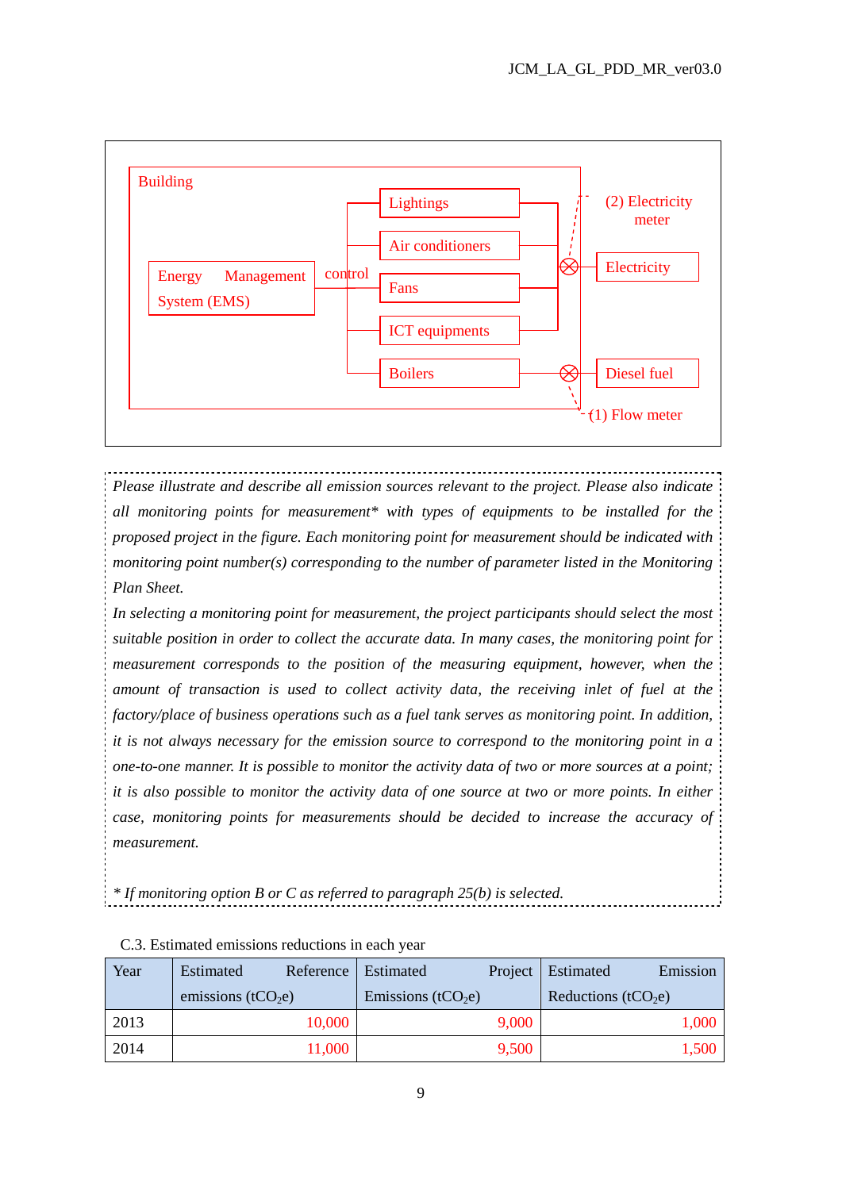Building

Energy Management System (EMS) — control — Lightings, Air conditioners, Fans, ICT equipments, Boilers

(2) Electricity meter — Electricity

(1) Flow meter — Diesel fuel

*Please illustrate and describe all emission sources relevant to the project. Please also indicate all monitoring points for measurement\* with types of equipments to be installed for the proposed project in the figure. Each monitoring point for measurement should be indicated with monitoring point number(s) corresponding to the number of parameter listed in the Monitoring Plan Sheet.*

*In selecting a monitoring point for measurement, the project participants should select the most suitable position in order to collect the accurate data. In many cases, the monitoring point for measurement corresponds to the position of the measuring equipment, however, when the amount of transaction is used to collect activity data, the receiving inlet of fuel at the factory/place of business operations such as a fuel tank serves as monitoring point. In addition, it is not always necessary for the emission source to correspond to the monitoring point in a one-to-one manner. It is possible to monitor the activity data of two or more sources at a point; it is also possible to monitor the activity data of one source at two or more points. In either case, monitoring points for measurements should be decided to increase the accuracy of measurement.*

*\* If monitoring option B or C as referred to paragraph 25(b) is selected.*

C.3. Estimated emissions reductions in each year

| Year | Estimated Reference emissions ($tCO_2e$) | Estimated Project Emissions ($tCO_2e$) | Estimated Emission Reductions ($tCO_2e$) |
|---|---|---|---|
| 2013 | 10,000 | 9,000 | 1,000 |
| 2014 | 11,000 | 9,500 | 1,500 |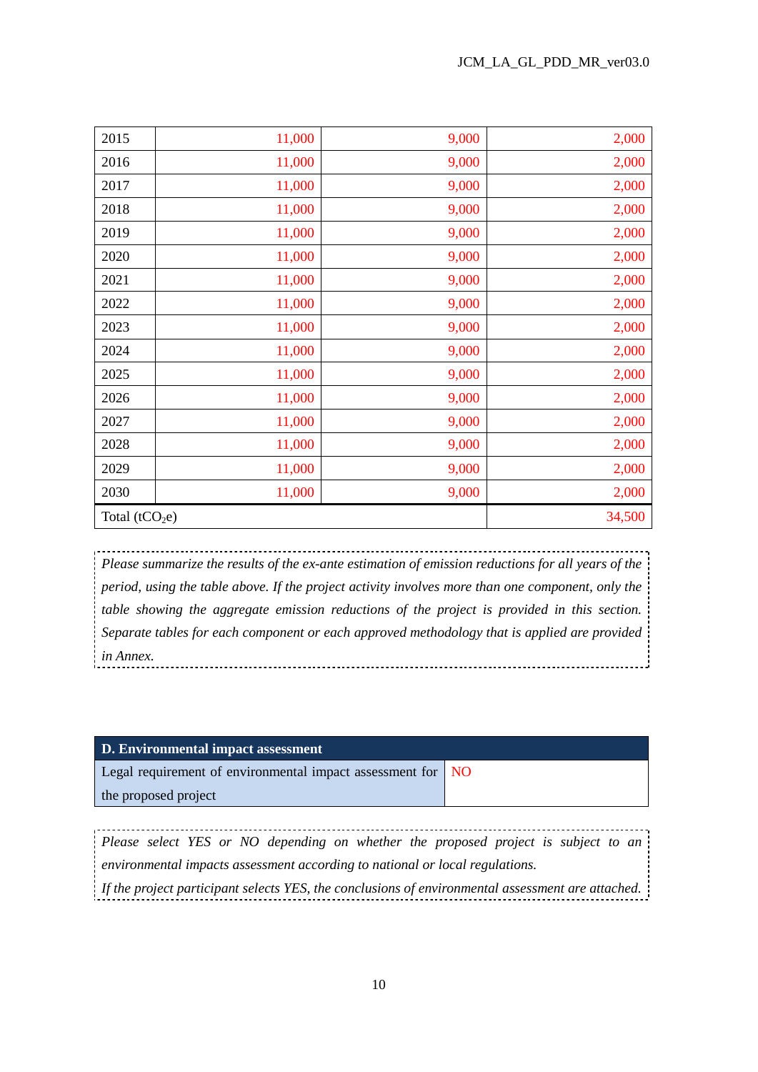| | | | |
|---|---|---|---|
| 2015 | 11,000 | 9,000 | 2,000 |
| 2016 | 11,000 | 9,000 | 2,000 |
| 2017 | 11,000 | 9,000 | 2,000 |
| 2018 | 11,000 | 9,000 | 2,000 |
| 2019 | 11,000 | 9,000 | 2,000 |
| 2020 | 11,000 | 9,000 | 2,000 |
| 2021 | 11,000 | 9,000 | 2,000 |
| 2022 | 11,000 | 9,000 | 2,000 |
| 2023 | 11,000 | 9,000 | 2,000 |
| 2024 | 11,000 | 9,000 | 2,000 |
| 2025 | 11,000 | 9,000 | 2,000 |
| 2026 | 11,000 | 9,000 | 2,000 |
| 2027 | 11,000 | 9,000 | 2,000 |
| 2028 | 11,000 | 9,000 | 2,000 |
| 2029 | 11,000 | 9,000 | 2,000 |
| 2030 | 11,000 | 9,000 | 2,000 |
| Total ($tCO_2e$) | | | 34,500 |

*Please summarize the results of the ex-ante estimation of emission reductions for all years of the period, using the table above. If the project activity involves more than one component, only the table showing the aggregate emission reductions of the project is provided in this section. Separate tables for each component or each approved methodology that is applied are provided in Annex.*

| D. Environmental impact assessment | |
|---|---|
| Legal requirement of environmental impact assessment for the proposed project | NO |

*Please select YES or NO depending on whether the proposed project is subject to an environmental impacts assessment according to national or local regulations.*
*If the project participant selects YES, the conclusions of environmental assessment are attached.*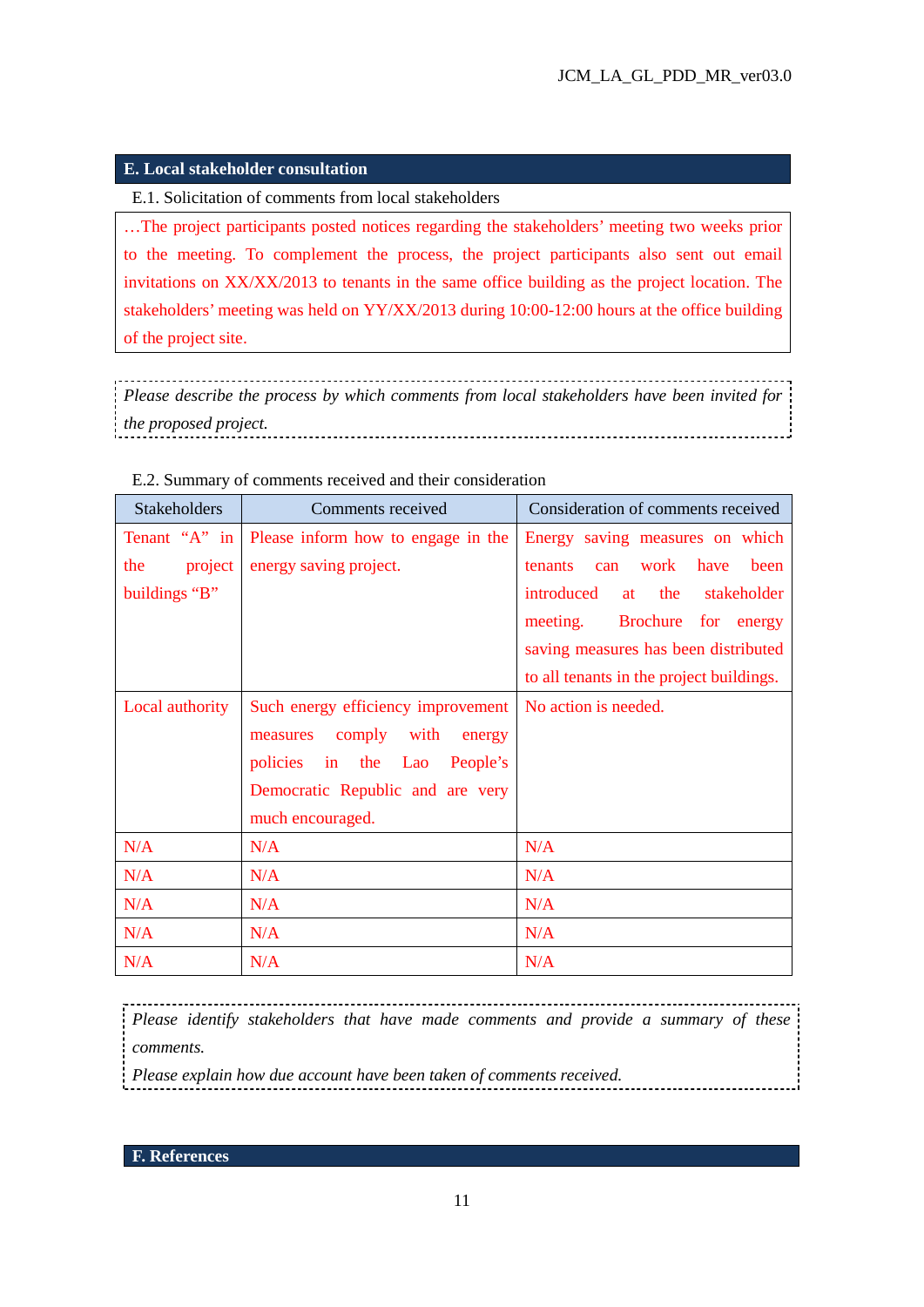## E. Local stakeholder consultation

E.1. Solicitation of comments from local stakeholders

…The project participants posted notices regarding the stakeholders' meeting two weeks prior to the meeting. To complement the process, the project participants also sent out email invitations on XX/XX/2013 to tenants in the same office building as the project location. The stakeholders' meeting was held on YY/XX/2013 during 10:00-12:00 hours at the office building of the project site.

*Please describe the process by which comments from local stakeholders have been invited for the proposed project.*

E.2. Summary of comments received and their consideration

| Stakeholders | Comments received | Consideration of comments received |
|---|---|---|
| Tenant "A" in the project buildings "B" | Please inform how to engage in the energy saving project. | Energy saving measures on which tenants can work have been introduced at the stakeholder meeting. Brochure for energy saving measures has been distributed to all tenants in the project buildings. |
| Local authority | Such energy efficiency improvement measures comply with energy policies in the Lao People's Democratic Republic and are very much encouraged. | No action is needed. |
| N/A | N/A | N/A |
| N/A | N/A | N/A |
| N/A | N/A | N/A |
| N/A | N/A | N/A |
| N/A | N/A | N/A |

*Please identify stakeholders that have made comments and provide a summary of these comments.*
*Please explain how due account have been taken of comments received.*

## F. References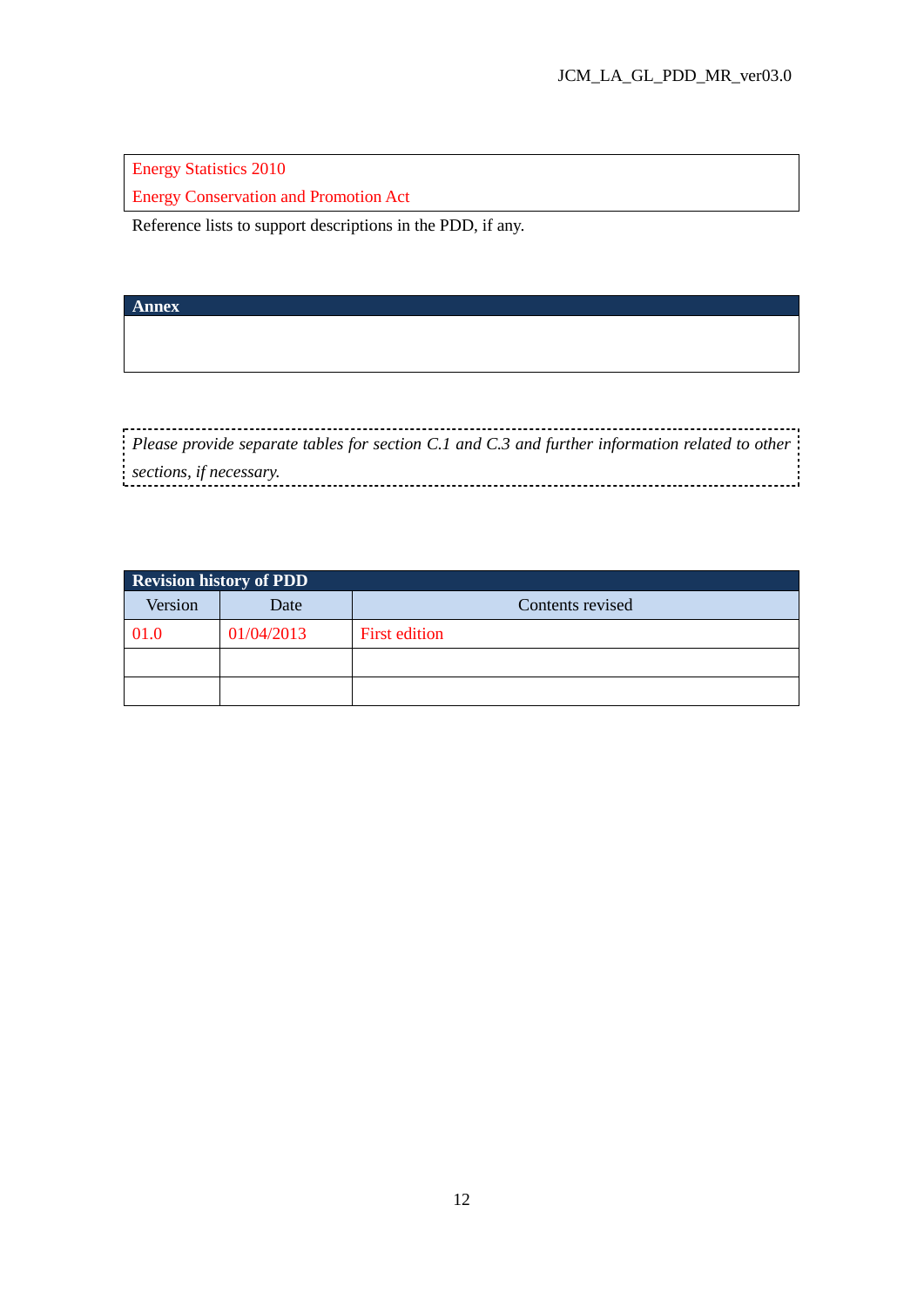| Energy Statistics 2010 |
|---|
| Energy Conservation and Promotion Act |

Reference lists to support descriptions in the PDD, if any.

| Annex |
|---|
| |

*Please provide separate tables for section C.1 and C.3 and further information related to other sections, if necessary.*

| Revision history of PDD | | |
|---|---|---|
| Version | Date | Contents revised |
| 01.0 | 01/04/2013 | First edition |
| | | |
| | | |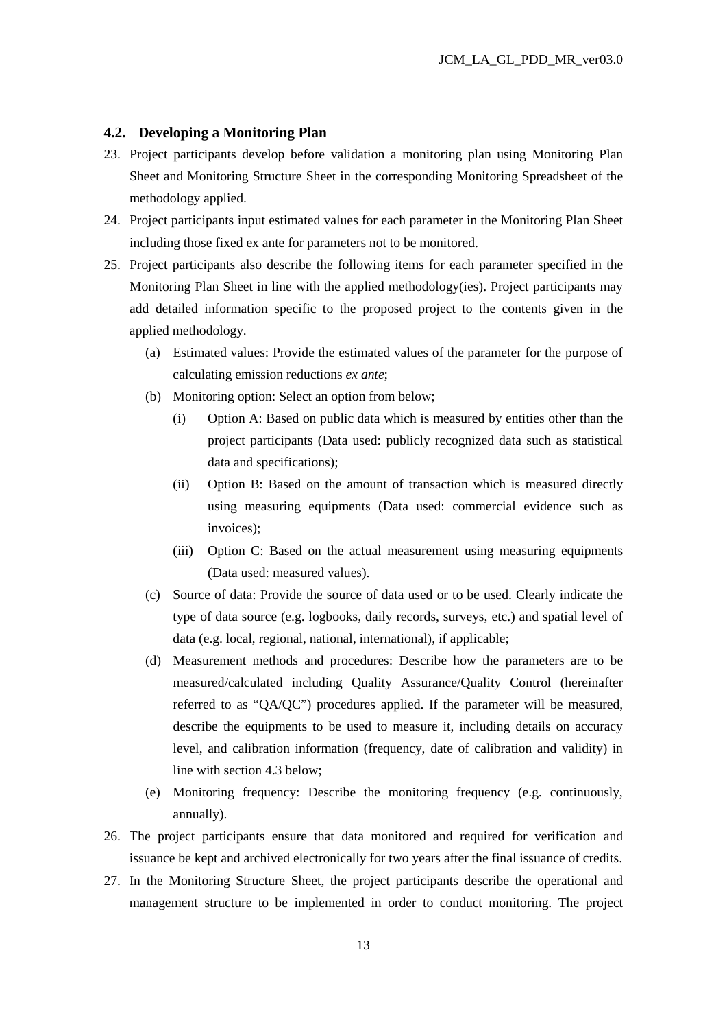### 4.2. Developing a Monitoring Plan

23. Project participants develop before validation a monitoring plan using Monitoring Plan Sheet and Monitoring Structure Sheet in the corresponding Monitoring Spreadsheet of the methodology applied.
24. Project participants input estimated values for each parameter in the Monitoring Plan Sheet including those fixed ex ante for parameters not to be monitored.
25. Project participants also describe the following items for each parameter specified in the Monitoring Plan Sheet in line with the applied methodology(ies). Project participants may add detailed information specific to the proposed project to the contents given in the applied methodology.
    - (a) Estimated values: Provide the estimated values of the parameter for the purpose of calculating emission reductions *ex ante*;
    - (b) Monitoring option: Select an option from below;
        - (i) Option A: Based on public data which is measured by entities other than the project participants (Data used: publicly recognized data such as statistical data and specifications);
        - (ii) Option B: Based on the amount of transaction which is measured directly using measuring equipments (Data used: commercial evidence such as invoices);
        - (iii) Option C: Based on the actual measurement using measuring equipments (Data used: measured values).
    - (c) Source of data: Provide the source of data used or to be used. Clearly indicate the type of data source (e.g. logbooks, daily records, surveys, etc.) and spatial level of data (e.g. local, regional, national, international), if applicable;
    - (d) Measurement methods and procedures: Describe how the parameters are to be measured/calculated including Quality Assurance/Quality Control (hereinafter referred to as "QA/QC") procedures applied. If the parameter will be measured, describe the equipments to be used to measure it, including details on accuracy level, and calibration information (frequency, date of calibration and validity) in line with section 4.3 below;
    - (e) Monitoring frequency: Describe the monitoring frequency (e.g. continuously, annually).
26. The project participants ensure that data monitored and required for verification and issuance be kept and archived electronically for two years after the final issuance of credits.
27. In the Monitoring Structure Sheet, the project participants describe the operational and management structure to be implemented in order to conduct monitoring. The project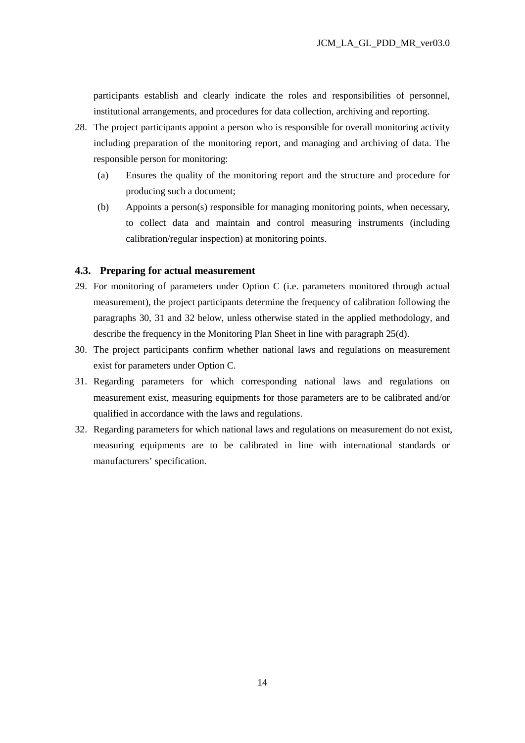participants establish and clearly indicate the roles and responsibilities of personnel, institutional arrangements, and procedures for data collection, archiving and reporting.

28. The project participants appoint a person who is responsible for overall monitoring activity including preparation of the monitoring report, and managing and archiving of data. The responsible person for monitoring:
    (a) Ensures the quality of the monitoring report and the structure and procedure for producing such a document;
    (b) Appoints a person(s) responsible for managing monitoring points, when necessary, to collect data and maintain and control measuring instruments (including calibration/regular inspection) at monitoring points.

### 4.3. Preparing for actual measurement

29. For monitoring of parameters under Option C (i.e. parameters monitored through actual measurement), the project participants determine the frequency of calibration following the paragraphs 30, 31 and 32 below, unless otherwise stated in the applied methodology, and describe the frequency in the Monitoring Plan Sheet in line with paragraph 25(d).
30. The project participants confirm whether national laws and regulations on measurement exist for parameters under Option C.
31. Regarding parameters for which corresponding national laws and regulations on measurement exist, measuring equipments for those parameters are to be calibrated and/or qualified in accordance with the laws and regulations.
32. Regarding parameters for which national laws and regulations on measurement do not exist, measuring equipments are to be calibrated in line with international standards or manufacturers' specification.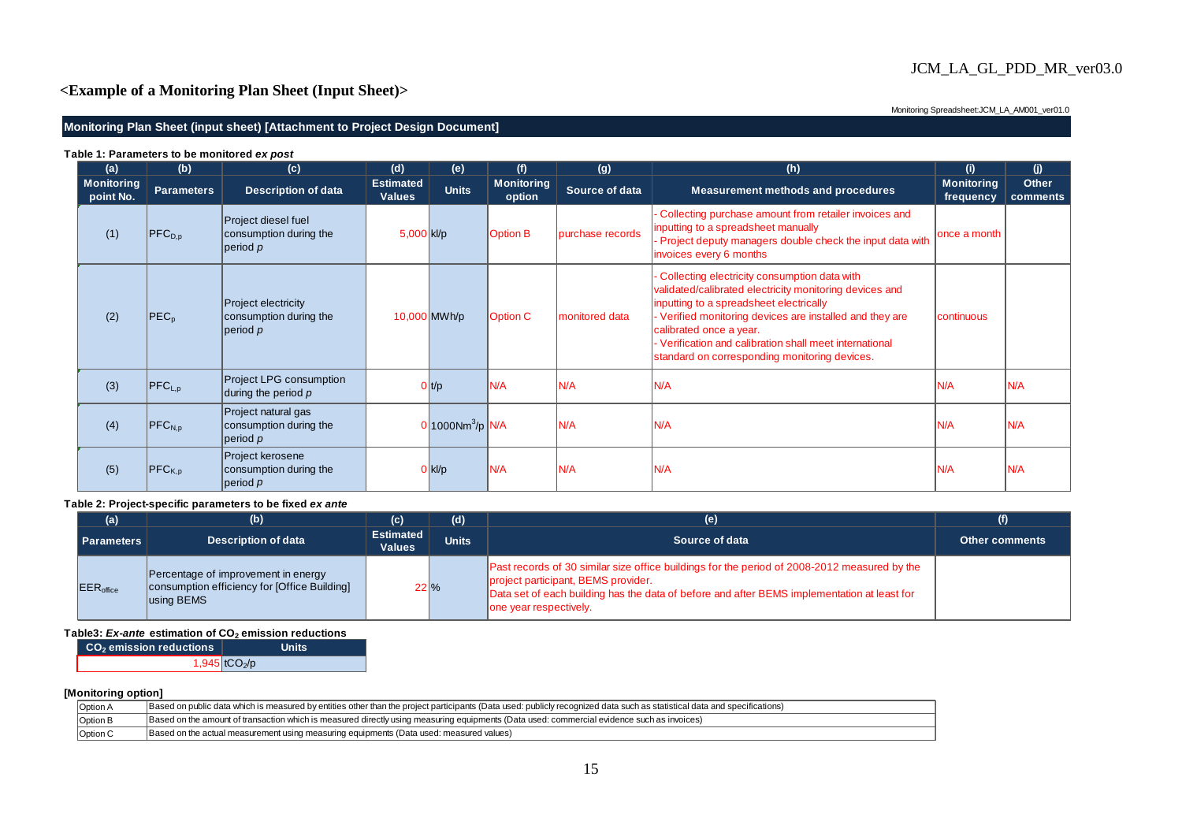## <Example of a Monitoring Plan Sheet (Input Sheet)>

Monitoring Spreadsheet:JCM_LA_AM001_ver01.0

### Monitoring Plan Sheet (input sheet) [Attachment to Project Design Document]

**Table 1: Parameters to be monitored *ex post***

| (a) | (b) | (c) | (d) | (e) | (f) | (g) | (h) | (i) | (j) |
|---|---|---|---|---|---|---|---|---|---|
| Monitoring point No. | Parameters | Description of data | Estimated Values | Units | Monitoring option | Source of data | Measurement methods and procedures | Monitoring frequency | Other comments |
| (1) | $PFC_{D,p}$ | Project diesel fuel consumption during the period *p* | 5,000 | kl/p | Option B | purchase records | - Collecting purchase amount from retailer invoices and inputting to a spreadsheet manually<br>- Project deputy managers double check the input data with invoices every 6 months | once a month | |
| (2) | $PEC_p$ | Project electricity consumption during the period *p* | 10,000 | MWh/p | Option C | monitored data | - Collecting electricity consumption data with validated/calibrated electricity monitoring devices and inputting to a spreadsheet electrically<br>- Verified monitoring devices are installed and they are calibrated once a year.<br>- Verification and calibration shall meet international standard on corresponding monitoring devices. | continuous | |
| (3) | $PFC_{L,p}$ | Project LPG consumption during the period *p* | 0 | t/p | N/A | N/A | N/A | N/A | N/A |
| (4) | $PFC_{N,p}$ | Project natural gas consumption during the period *p* | 0 | $1000Nm^3/p$ | N/A | N/A | N/A | N/A | N/A |
| (5) | $PFC_{K,p}$ | Project kerosene consumption during the period *p* | 0 | kl/p | N/A | N/A | N/A | N/A | N/A |

**Table 2: Project-specific parameters to be fixed *ex ante***

| (a) | (b) | (c) | (d) | (e) | (f) |
|---|---|---|---|---|---|
| Parameters | Description of data | Estimated Values | Units | Source of data | Other comments |
| $EER_{office}$ | Percentage of improvement in energy consumption efficiency for [Office Building] using BEMS | 22 | % | Past records of 30 similar size office buildings for the period of 2008-2012 measured by the project participant, BEMS provider.<br>Data set of each building has the data of before and after BEMS implementation at least for one year respectively. | |

**Table3: *Ex-ante* estimation of $CO_2$ emission reductions**

| $CO_2$ emission reductions | Units |
|---|---|
| 1,945 | $tCO_2/p$ |

**[Monitoring option]**

| | |
|---|---|
| Option A | Based on public data which is measured by entities other than the project participants (Data used: publicly recognized data such as statistical data and specifications) |
| Option B | Based on the amount of transaction which is measured directly using measuring equipments (Data used: commercial evidence such as invoices) |
| Option C | Based on the actual measurement using measuring equipments (Data used: measured values) |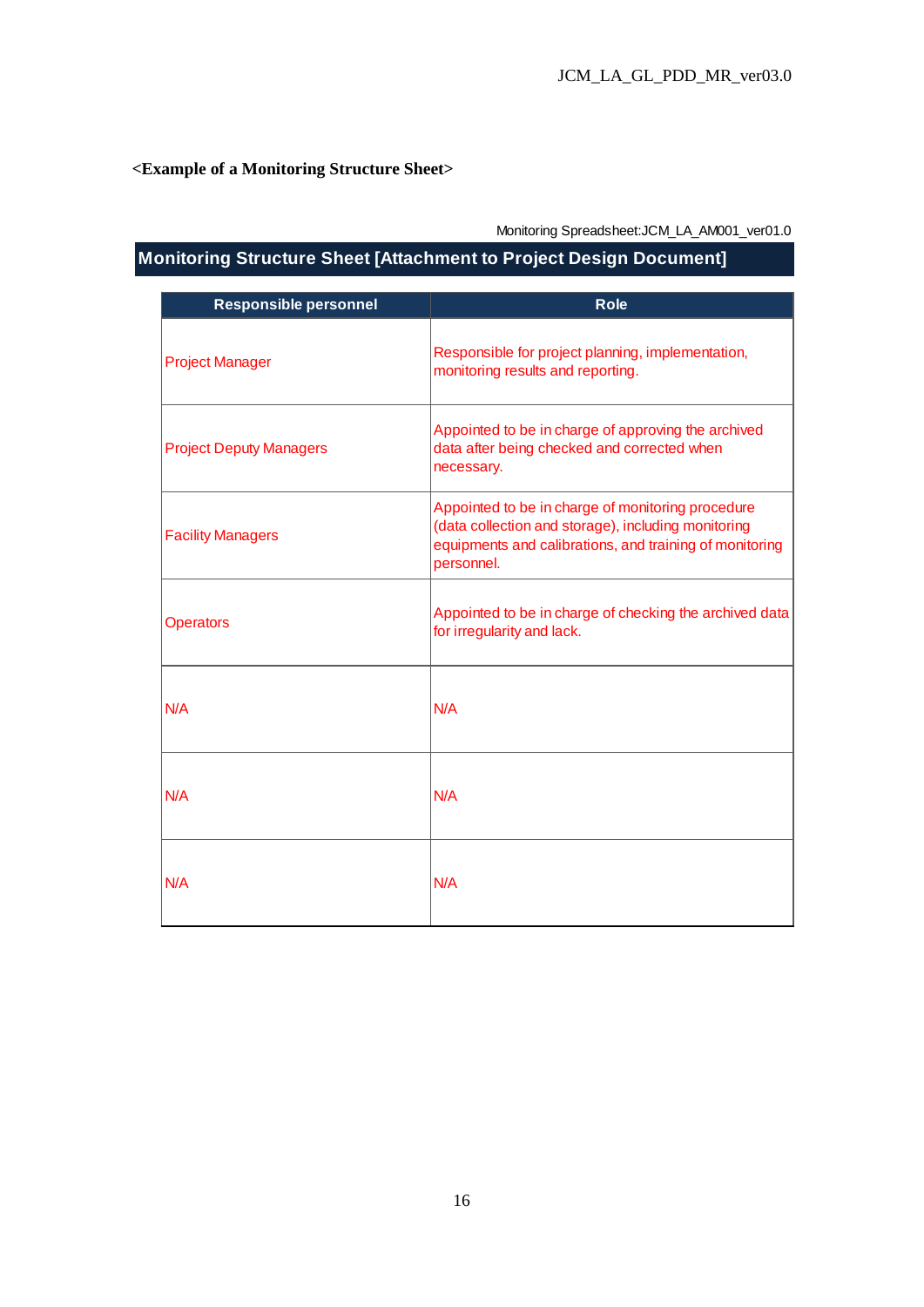**<Example of a Monitoring Structure Sheet>**

Monitoring Spreadsheet:JCM_LA_AM001_ver01.0

**Monitoring Structure Sheet [Attachment to Project Design Document]**

| Responsible personnel | Role |
|---|---|
| Project Manager | Responsible for project planning, implementation, monitoring results and reporting. |
| Project Deputy Managers | Appointed to be in charge of approving the archived data after being checked and corrected when necessary. |
| Facility Managers | Appointed to be in charge of monitoring procedure (data collection and storage), including monitoring equipments and calibrations, and training of monitoring personnel. |
| Operators | Appointed to be in charge of checking the archived data for irregularity and lack. |
| N/A | N/A |
| N/A | N/A |
| N/A | N/A |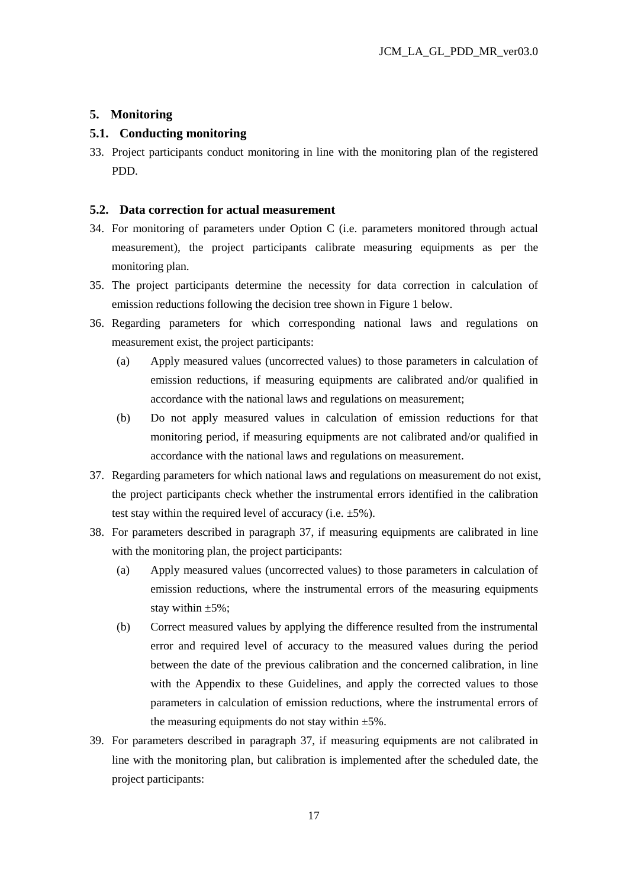## 5. Monitoring

### 5.1. Conducting monitoring

33. Project participants conduct monitoring in line with the monitoring plan of the registered PDD.

### 5.2. Data correction for actual measurement

34. For monitoring of parameters under Option C (i.e. parameters monitored through actual measurement), the project participants calibrate measuring equipments as per the monitoring plan.
35. The project participants determine the necessity for data correction in calculation of emission reductions following the decision tree shown in Figure 1 below.
36. Regarding parameters for which corresponding national laws and regulations on measurement exist, the project participants:
    - (a) Apply measured values (uncorrected values) to those parameters in calculation of emission reductions, if measuring equipments are calibrated and/or qualified in accordance with the national laws and regulations on measurement;
    - (b) Do not apply measured values in calculation of emission reductions for that monitoring period, if measuring equipments are not calibrated and/or qualified in accordance with the national laws and regulations on measurement.
37. Regarding parameters for which national laws and regulations on measurement do not exist, the project participants check whether the instrumental errors identified in the calibration test stay within the required level of accuracy (i.e. ±5%).
38. For parameters described in paragraph 37, if measuring equipments are calibrated in line with the monitoring plan, the project participants:
    - (a) Apply measured values (uncorrected values) to those parameters in calculation of emission reductions, where the instrumental errors of the measuring equipments stay within ±5%;
    - (b) Correct measured values by applying the difference resulted from the instrumental error and required level of accuracy to the measured values during the period between the date of the previous calibration and the concerned calibration, in line with the Appendix to these Guidelines, and apply the corrected values to those parameters in calculation of emission reductions, where the instrumental errors of the measuring equipments do not stay within ±5%.
39. For parameters described in paragraph 37, if measuring equipments are not calibrated in line with the monitoring plan, but calibration is implemented after the scheduled date, the project participants: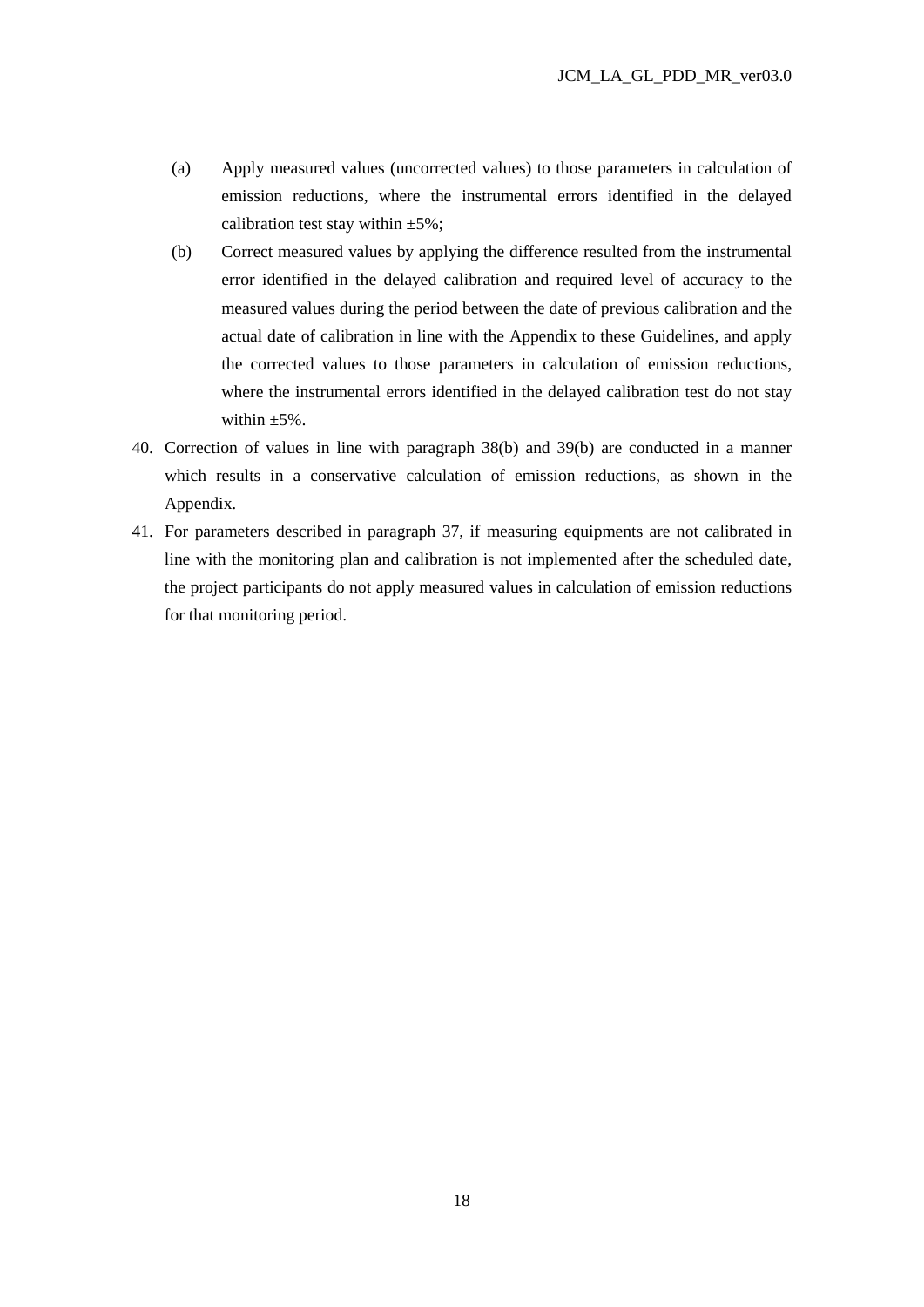(a) Apply measured values (uncorrected values) to those parameters in calculation of emission reductions, where the instrumental errors identified in the delayed calibration test stay within ±5%;

(b) Correct measured values by applying the difference resulted from the instrumental error identified in the delayed calibration and required level of accuracy to the measured values during the period between the date of previous calibration and the actual date of calibration in line with the Appendix to these Guidelines, and apply the corrected values to those parameters in calculation of emission reductions, where the instrumental errors identified in the delayed calibration test do not stay within ±5%.

40. Correction of values in line with paragraph 38(b) and 39(b) are conducted in a manner which results in a conservative calculation of emission reductions, as shown in the Appendix.

41. For parameters described in paragraph 37, if measuring equipments are not calibrated in line with the monitoring plan and calibration is not implemented after the scheduled date, the project participants do not apply measured values in calculation of emission reductions for that monitoring period.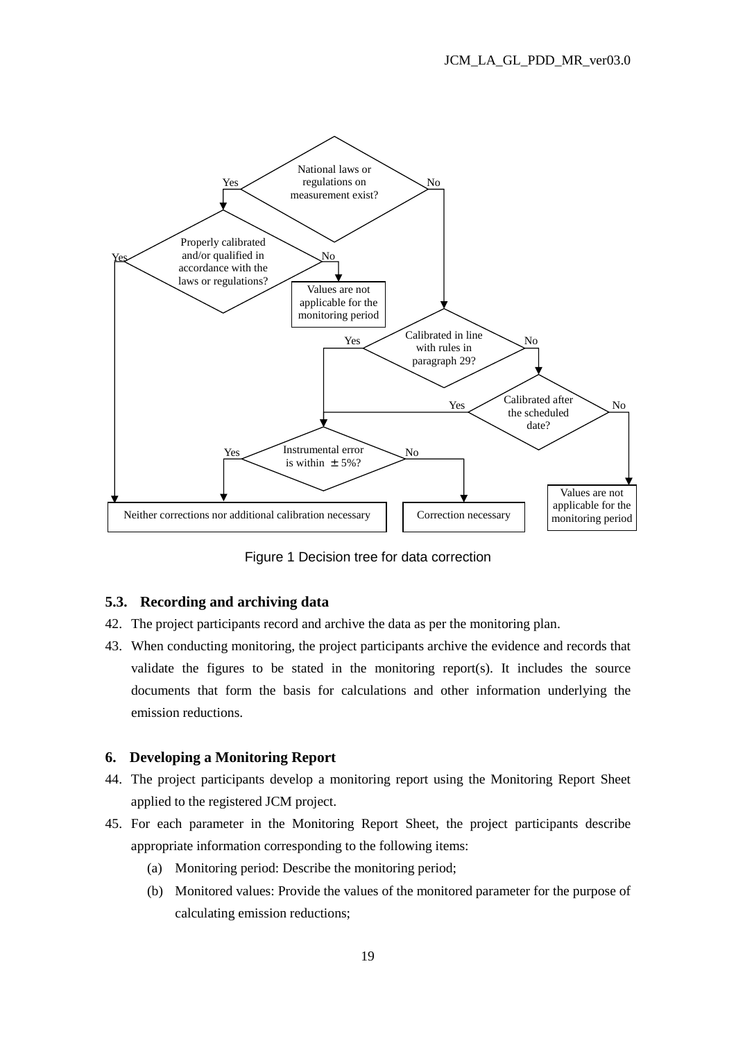Figure 1 Decision tree for data correction

### 5.3. Recording and archiving data

42. The project participants record and archive the data as per the monitoring plan.

43. When conducting monitoring, the project participants archive the evidence and records that validate the figures to be stated in the monitoring report(s). It includes the source documents that form the basis for calculations and other information underlying the emission reductions.

## 6. Developing a Monitoring Report

44. The project participants develop a monitoring report using the Monitoring Report Sheet applied to the registered JCM project.

45. For each parameter in the Monitoring Report Sheet, the project participants describe appropriate information corresponding to the following items:

    (a) Monitoring period: Describe the monitoring period;

    (b) Monitored values: Provide the values of the monitored parameter for the purpose of calculating emission reductions;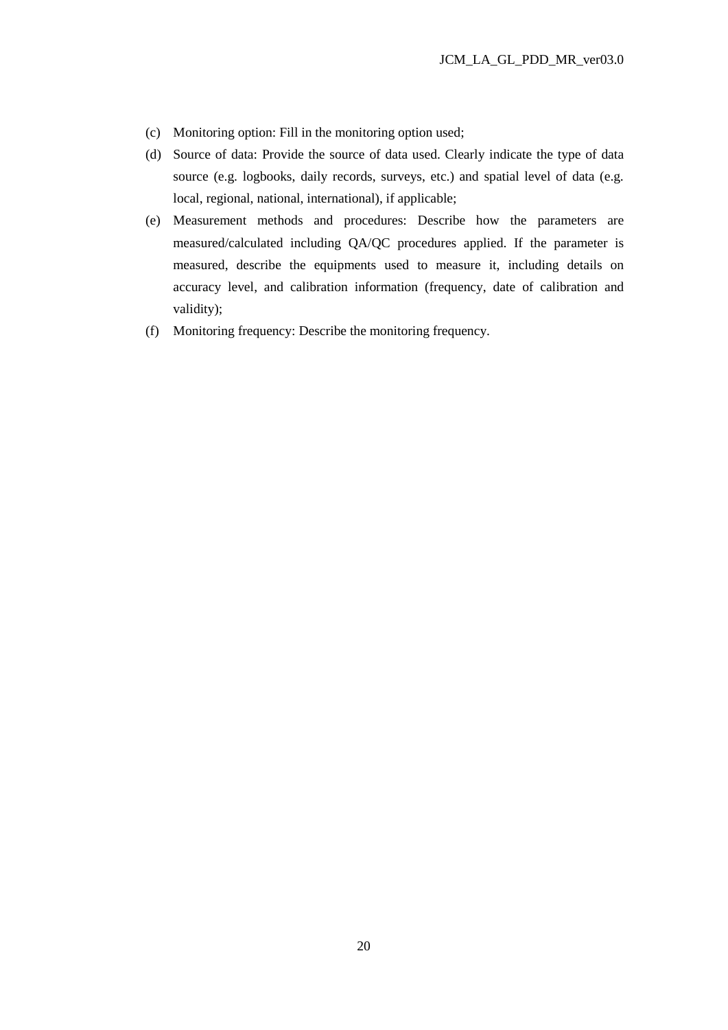(c) Monitoring option: Fill in the monitoring option used;

(d) Source of data: Provide the source of data used. Clearly indicate the type of data source (e.g. logbooks, daily records, surveys, etc.) and spatial level of data (e.g. local, regional, national, international), if applicable;

(e) Measurement methods and procedures: Describe how the parameters are measured/calculated including QA/QC procedures applied. If the parameter is measured, describe the equipments used to measure it, including details on accuracy level, and calibration information (frequency, date of calibration and validity);

(f) Monitoring frequency: Describe the monitoring frequency.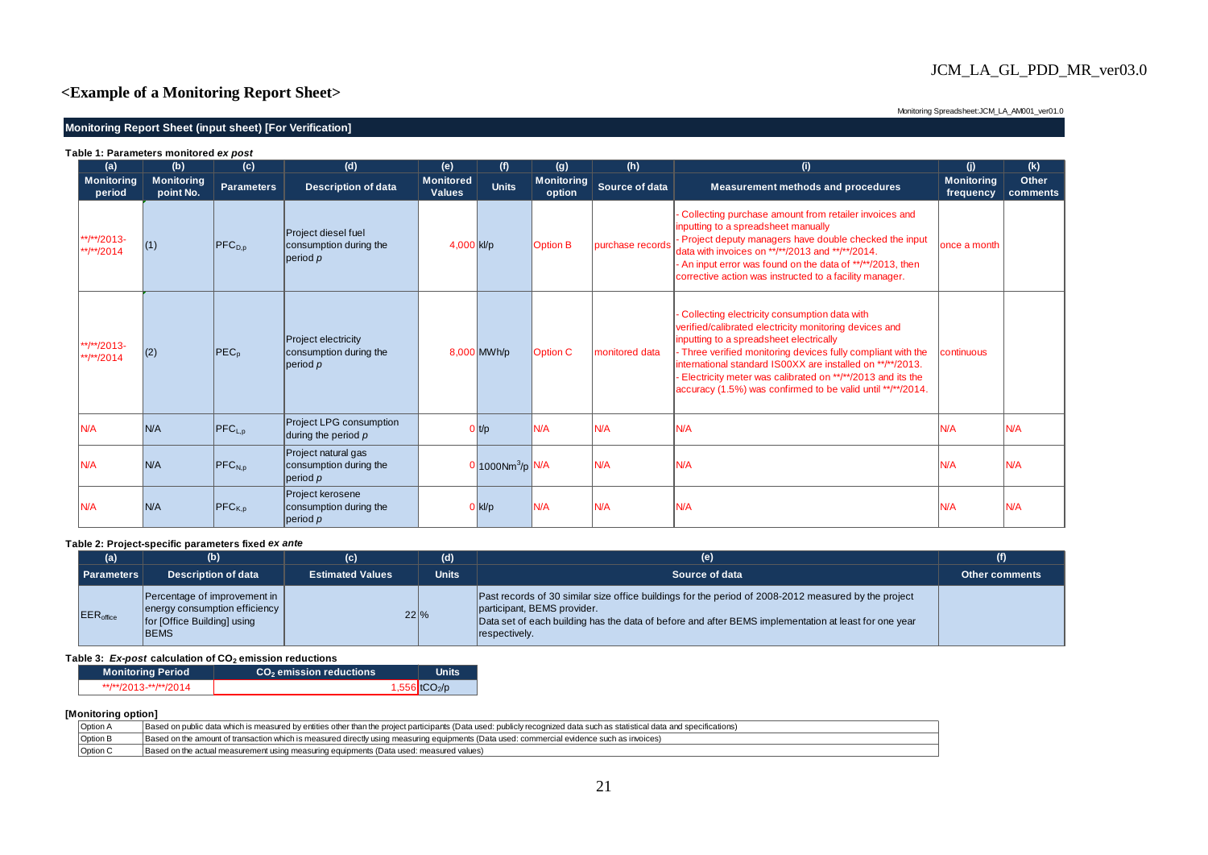## <Example of a Monitoring Report Sheet>

Monitoring Spreadsheet:JCM_LA_AM001_ver01.0

**Monitoring Report Sheet (input sheet) [For Verification]**

**Table 1: Parameters monitored *ex post***

| (a) | (b) | (c) | (d) | (e) | (f) | (g) | (h) | (i) | (j) | (k) |
|---|---|---|---|---|---|---|---|---|---|---|
| Monitoring period | Monitoring point No. | Parameters | Description of data | Monitored Values | Units | Monitoring option | Source of data | Measurement methods and procedures | Monitoring frequency | Other comments |
| \*\*/\*\*/2013-\*\*/\*\*/2014 | (1) | $PFC_{D,p}$ | Project diesel fuel consumption during the period *p* | 4,000 | kl/p | Option B | purchase records | - Collecting purchase amount from retailer invoices and inputting to a spreadsheet manually<br>- Project deputy managers have double checked the input data with invoices on \*\*/\*\*/2013 and \*\*/\*\*/2014.<br>- An input error was found on the data of \*\*/\*\*/2013, then corrective action was instructed to a facility manager. | once a month | |
| \*\*/\*\*/2013-\*\*/\*\*/2014 | (2) | $PEC_p$ | Project electricity consumption during the period *p* | 8,000 | MWh/p | Option C | monitored data | - Collecting electricity consumption data with verified/calibrated electricity monitoring devices and inputting to a spreadsheet electrically<br>- Three verified monitoring devices fully compliant with the international standard IS00XX are installed on \*\*/\*\*/2013.<br>- Electricity meter was calibrated on \*\*/\*\*/2013 and its the accuracy (1.5%) was confirmed to be valid until \*\*/\*\*/2014. | continuous | |
| N/A | N/A | $PFC_{L,p}$ | Project LPG consumption during the period *p* | 0 | t/p | N/A | N/A | N/A | N/A | N/A |
| N/A | N/A | $PFC_{N,p}$ | Project natural gas consumption during the period *p* | 0 | $1000Nm^3/p$ | N/A | N/A | N/A | N/A | N/A |
| N/A | N/A | $PFC_{K,p}$ | Project kerosene consumption during the period *p* | 0 | kl/p | N/A | N/A | N/A | N/A | N/A |

**Table 2: Project-specific parameters fixed *ex ante***

| (a) | (b) | (c) | (d) | (e) | (f) |
|---|---|---|---|---|---|
| Parameters | Description of data | Estimated Values | Units | Source of data | Other comments |
| $EER_{office}$ | Percentage of improvement in energy consumption efficiency for [Office Building] using BEMS | 22 | % | Past records of 30 similar size office buildings for the period of 2008-2012 measured by the project participant, BEMS provider.<br>Data set of each building has the data of before and after BEMS implementation at least for one year respectively. | |

**Table 3: *Ex-post* calculation of $CO_2$ emission reductions**

| Monitoring Period | $CO_2$ emission reductions | Units |
|---|---|---|
| \*\*/\*\*/2013-\*\*/\*\*/2014 | 1,556 | $tCO_2/p$ |

**[Monitoring option]**

| | |
|---|---|
| Option A | Based on public data which is measured by entities other than the project participants (Data used: publicly recognized data such as statistical data and specifications) |
| Option B | Based on the amount of transaction which is measured directly using measuring equipments (Data used: commercial evidence such as invoices) |
| Option C | Based on the actual measurement using measuring equipments (Data used: measured values) |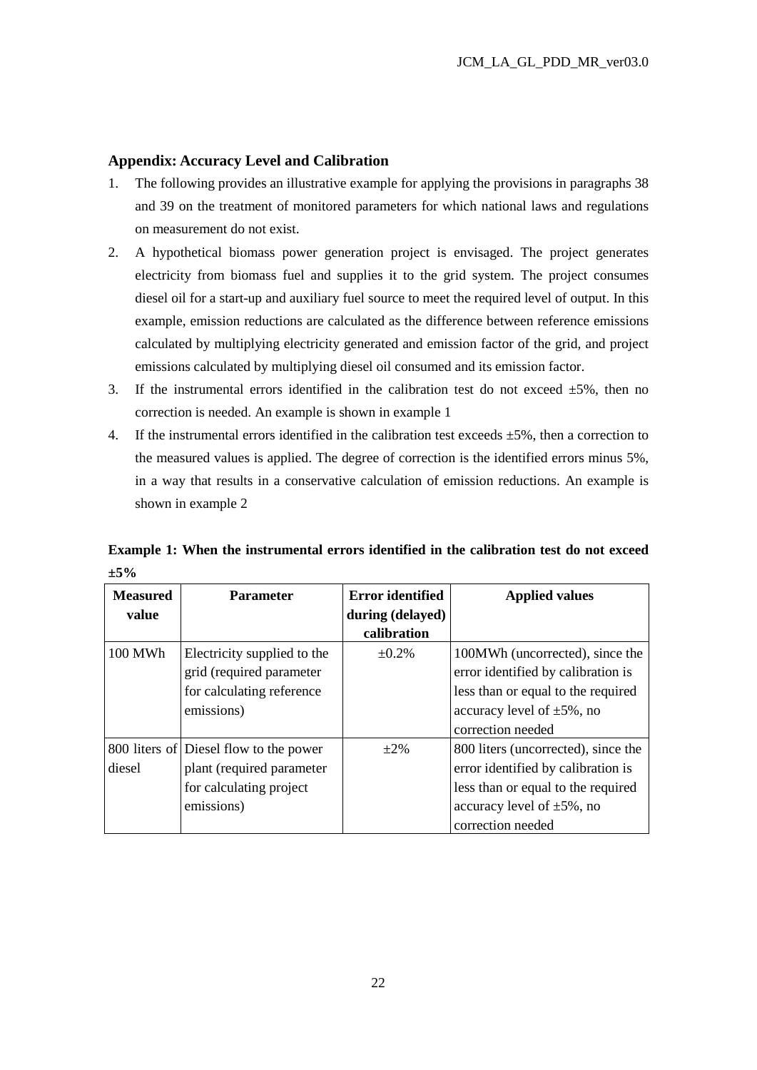## Appendix: Accuracy Level and Calibration

1. The following provides an illustrative example for applying the provisions in paragraphs 38 and 39 on the treatment of monitored parameters for which national laws and regulations on measurement do not exist.
2. A hypothetical biomass power generation project is envisaged. The project generates electricity from biomass fuel and supplies it to the grid system. The project consumes diesel oil for a start-up and auxiliary fuel source to meet the required level of output. In this example, emission reductions are calculated as the difference between reference emissions calculated by multiplying electricity generated and emission factor of the grid, and project emissions calculated by multiplying diesel oil consumed and its emission factor.
3. If the instrumental errors identified in the calibration test do not exceed ±5%, then no correction is needed. An example is shown in example 1
4. If the instrumental errors identified in the calibration test exceeds ±5%, then a correction to the measured values is applied. The degree of correction is the identified errors minus 5%, in a way that results in a conservative calculation of emission reductions. An example is shown in example 2

**Example 1: When the instrumental errors identified in the calibration test do not exceed ±5%**

| Measured value | Parameter | Error identified during (delayed) calibration | Applied values |
|---|---|---|---|
| 100 MWh | Electricity supplied to the grid (required parameter for calculating reference emissions) | ±0.2% | 100MWh (uncorrected), since the error identified by calibration is less than or equal to the required accuracy level of ±5%, no correction needed |
| 800 liters of diesel | Diesel flow to the power plant (required parameter for calculating project emissions) | ±2% | 800 liters (uncorrected), since the error identified by calibration is less than or equal to the required accuracy level of ±5%, no correction needed |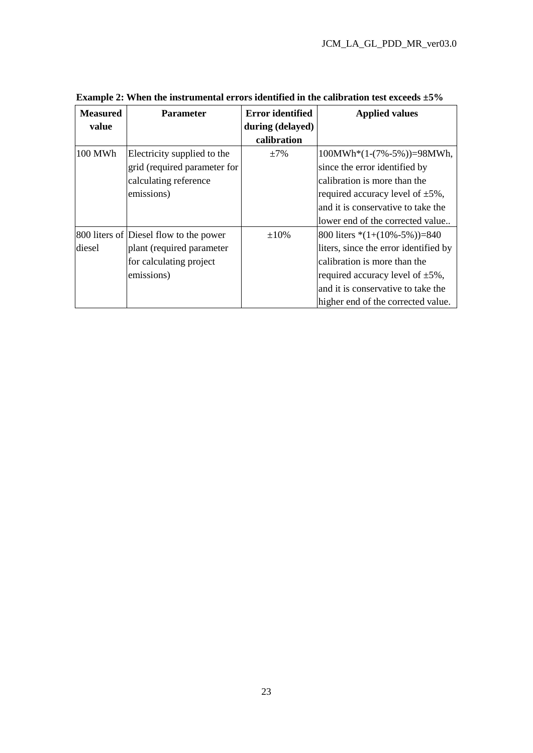**Example 2: When the instrumental errors identified in the calibration test exceeds ±5%**

| Measured value | Parameter | Error identified during (delayed) calibration | Applied values |
|---|---|---|---|
| 100 MWh | Electricity supplied to the grid (required parameter for calculating reference emissions) | ±7% | 100MWh*(1-(7%-5%))=98MWh, since the error identified by calibration is more than the required accuracy level of ±5%, and it is conservative to take the lower end of the corrected value.. |
| 800 liters of diesel | Diesel flow to the power plant (required parameter for calculating project emissions) | ±10% | 800 liters *(1+(10%-5%))=840 liters, since the error identified by calibration is more than the required accuracy level of ±5%, and it is conservative to take the higher end of the corrected value. |